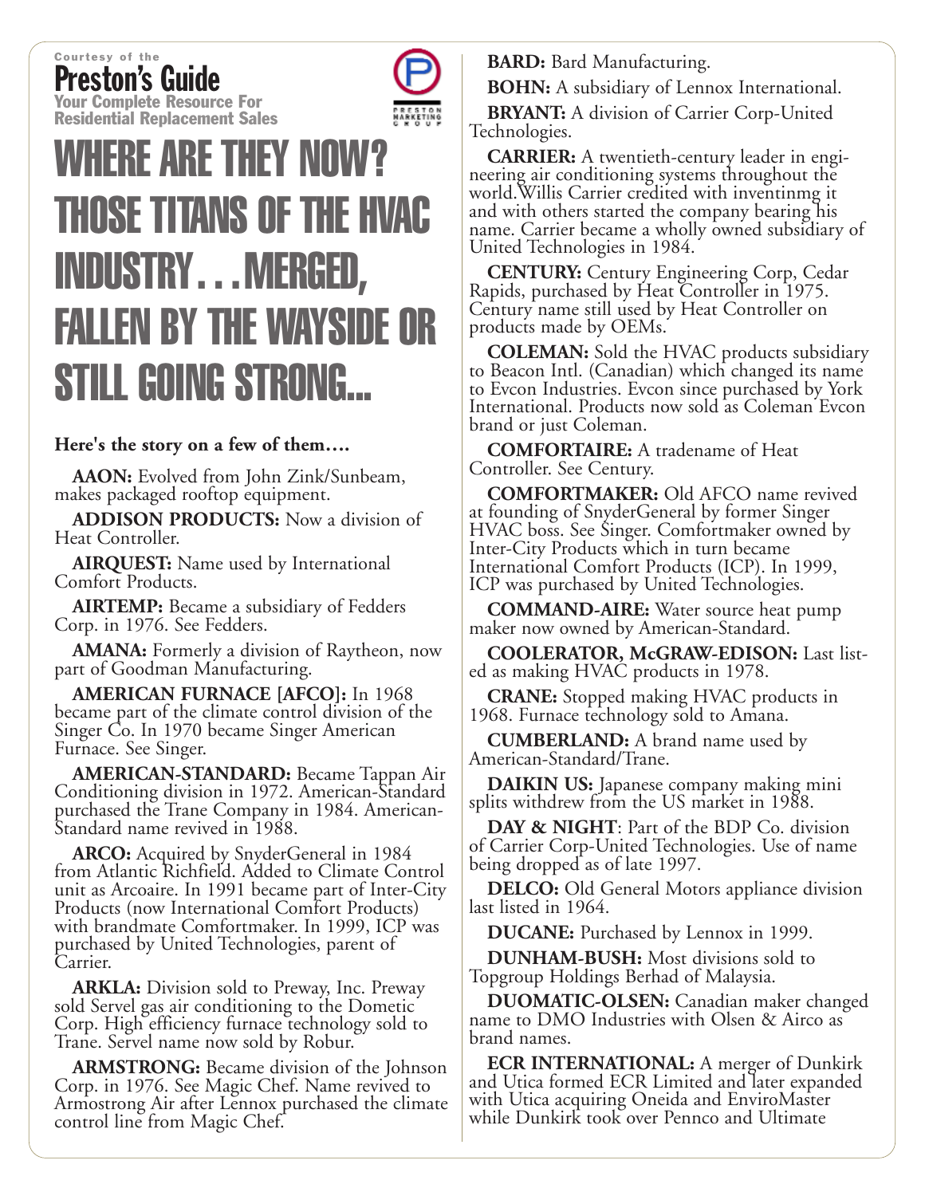Courtesy of the

**Preston's Guide**

Your Complete Resource For Residential Replacement Sales

# WHERE ARE THEY NOW? THOSE TITANS OF THE HVAC INDUSTRY. . . MERGED, FALLEN BY THE WAYSIDE OR STILL GOING STRONG...

**Here's the story on a few of them….**

**AAON:** Evolved from John Zink/Sunbeam, makes packaged rooftop equipment.

**ADDISON PRODUCTS:** Now a division of Heat Controller.

**AIRQUEST:** Name used by International Comfort Products.

**AIRTEMP:** Became a subsidiary of Fedders Corp. in 1976. See Fedders.

**AMANA:** Formerly a division of Raytheon, now part of Goodman Manufacturing.

**AMERICAN FURNACE [AFCO]:** In 1968 became part of the climate control division of the Singer Co. In 1970 became Singer American Furnace. See Singer.

**AMERICAN-STANDARD:** Became Tappan Air Conditioning division in 1972. American-Standard purchased the Trane Company in 1984. American-Standard name revived in 1988.

**ARCO:** Acquired by SnyderGeneral in 1984 from Atlantic Richfield. Added to Climate Control unit as Arcoaire. In 1991 became part of Inter-City Products (now International Comfort Products) with brandmate Comfortmaker. In 1999, ICP was purchased by United Technologies, parent of Carrier.

**ARKLA:** Division sold to Preway, Inc. Preway sold Servel gas air conditioning to the Dometic Corp. High efficiency furnace technology sold to Trane. Servel name now sold by Robur.

**ARMSTRONG:** Became division of the Johnson Corp. in 1976. See Magic Chef. Name revived to Armostrong Air after Lennox purchased the climate control line from Magic Chef.

**BARD:** Bard Manufacturing.

**BOHN:** A subsidiary of Lennox International.

**BRYANT:** A division of Carrier Corp-United Technologies.

**CARRIER:** A twentieth-century leader in engineering air conditioning systems throughout the world.Willis Carrier credited with inventinmg it and with others started the company bearing his name. Carrier became a wholly owned subsidiary of United Technologies in 1984.

**CENTURY:** Century Engineering Corp, Cedar Rapids, purchased by Heat Controller in 1975. Century name still used by Heat Controller on products made by OEMs.

**COLEMAN:** Sold the HVAC products subsidiary to Beacon Intl. (Canadian) which changed its name to Evcon Industries. Evcon since purchased by York International. Products now sold as Coleman Evcon brand or just Coleman.

**COMFORTAIRE:** A tradename of Heat Controller. See Century.

**COMFORTMAKER:** Old AFCO name revived at founding of SnyderGeneral by former Singer HVAC boss. See Singer. Comfortmaker owned by Inter-City Products which in turn became International Comfort Products (ICP). In 1999, ICP was purchased by United Technologies.

**COMMAND-AIRE:** Water source heat pump maker now owned by American-Standard.

**COOLERATOR, McGRAW-EDISON:** Last listed as making HVAC products in 1978.

**CRANE:** Stopped making HVAC products in 1968. Furnace technology sold to Amana.

**CUMBERLAND:** A brand name used by American-Standard/Trane.

**DAIKIN US:** Japanese company making mini splits withdrew from the US market in 1988.

**DAY & NIGHT**: Part of the BDP Co. division of Carrier Corp-United Technologies. Use of name being dropped as of late 1997.

**DELCO:** Old General Motors appliance division last listed in 1964.

**DUCANE:** Purchased by Lennox in 1999.

**DUNHAM-BUSH:** Most divisions sold to Topgroup Holdings Berhad of Malaysia.

**DUOMATIC-OLSEN:** Canadian maker changed name to DMO Industries with Olsen & Airco as brand names.

**ECR INTERNATIONAL:** A merger of Dunkirk and Utica formed ECR Limited and later expanded with Utica acquiring Oneida and EnviroMaster while Dunkirk took over Pennco and Ultimate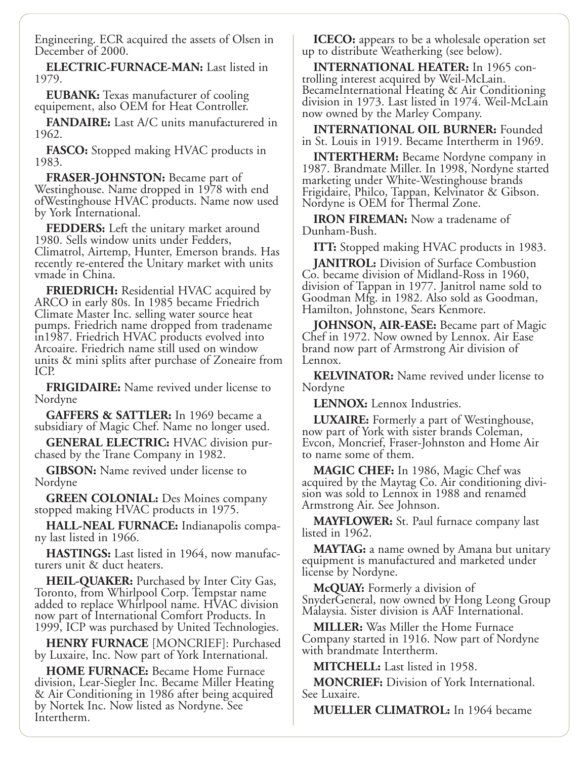Engineering. ECR acquired the assets of Olsen in December of 2000.

**ELECTRIC-FURNACE-MAN:** Last listed in 1979.

**EUBANK:** Texas manufacturer of cooling equipement, also OEM for Heat Controller.

**FANDAIRE:** Last A/C units manufacturered in 1962.

**FASCO:** Stopped making HVAC products in 1983.

**FRASER-JOHNSTON:** Became part of Westinghouse. Name dropped in 1978 with end ofWestinghouse HVAC products. Name now used by York International.

**FEDDERS:** Left the unitary market around 1980. Sells window units under Fedders, Climatrol, Airtemp, Hunter, Emerson brands. Has recently re-entered the Unitary market with units vmade in China.

**FRIEDRICH:** Residential HVAC acquired by ARCO in early 80s. In 1985 became Friedrich Climate Master Inc. selling water source heat pumps. Friedrich name dropped from tradename in1987. Friedrich HVAC products evolved into Arcoaire. Friedrich name still used on window units & mini splits after purchase of Zoneaire from ICP.

**FRIGIDAIRE:** Name revived under license to Nordyne

**GAFFERS & SATTLER:** In 1969 became a subsidiary of Magic Chef. Name no longer used.

**GENERAL ELECTRIC:** HVAC division purchased by the Trane Company in 1982.

**GIBSON:** Name revived under license to Nordyne

**GREEN COLONIAL:** Des Moines company stopped making HVAC products in 1975.

**HALL-NEAL FURNACE:** Indianapolis company last listed in 1966.

**HASTINGS:** Last listed in 1964, now manufacturers unit & duct heaters.

**HEIL-QUAKER:** Purchased by Inter City Gas, Toronto, from Whirlpool Corp. Tempstar name added to replace Whirlpool name. HVAC division now part of International Comfort Products. In 1999, ICP was purchased by United Technologies.

**HENRY FURNACE** [MONCRIEF]: Purchased by Luxaire, Inc. Now part of York International.

**HOME FURNACE:** Became Home Furnace division, Lear-Siegler Inc. Became Miller Heating & Air Conditioning in 1986 after being acquired by Nortek Inc. Now listed as Nordyne. See Intertherm.

**ICECO:** appears to be a wholesale operation set up to distribute Weatherking (see below).

**INTERNATIONAL HEATER:** In 1965 controlling interest acquired by Weil-McLain. BecameInternational Heating & Air Conditioning division in 1973. Last listed in 1974. Weil-McLain now owned by the Marley Company.

**INTERNATIONAL OIL BURNER:** Founded in St. Louis in 1919. Became Intertherm in 1969.

**INTERTHERM:** Became Nordyne company in 1987. Brandmate Miller. In 1998, Nordyne started marketing under White-Westinghouse brands Frigidaire, Philco, Tappan, Kelvinator & Gibson. Nordyne is OEM for Thermal Zone.

**IRON FIREMAN:** Now a tradename of Dunham-Bush.

**ITT:** Stopped making HVAC products in 1983.

**JANITROL:** Division of Surface Combustion Co. became division of Midland-Ross in 1960, division of Tappan in 1977. Janitrol name sold to Goodman Mfg. in 1982. Also sold as Goodman, Hamilton, Johnstone, Sears Kenmore.

**JOHNSON, AIR-EASE:** Became part of Magic Chef in 1972. Now owned by Lennox. Air Ease brand now part of Armstrong Air division of Lennox.

**KELVINATOR:** Name revived under license to Nordyne

**LENNOX:** Lennox Industries.

**LUXAIRE:** Formerly a part of Westinghouse, now part of York with sister brands Coleman, Evcon, Moncrief, Fraser-Johnston and Home Air to name some of them.

**MAGIC CHEF:** In 1986, Magic Chef was acquired by the Maytag Co. Air conditioning division was sold to Lennox in 1988 and renamed Armstrong Air. See Johnson.

**MAYFLOWER:** St. Paul furnace company last listed in 1962.

**MAYTAG:** a name owned by Amana but unitary equipment is manufactured and marketed under license by Nordyne.

**McQUAY:** Formerly a division of SnyderGeneral, now owned by Hong Leong Group Malaysia. Sister division is AAF International.

**MILLER:** Was Miller the Home Furnace Company started in 1916. Now part of Nordyne with brandmate Intertherm.

**MITCHELL:** Last listed in 1958.

**MONCRIEF:** Division of York International. See Luxaire.

**MUELLER CLIMATROL:** In 1964 became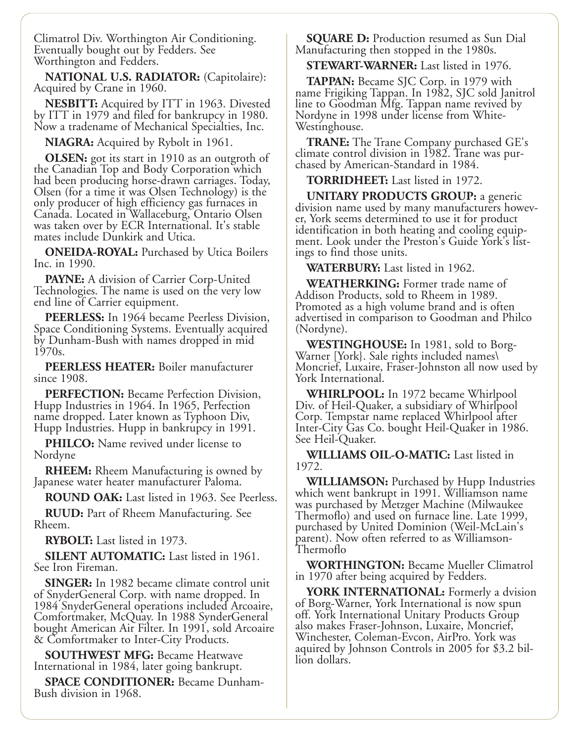Climatrol Div. Worthington Air Conditioning. Eventually bought out by Fedders. See Worthington and Fedders.

**NATIONAL U.S. RADIATOR:** (Capitolaire): Acquired by Crane in 1960.

**NESBITT:** Acquired by ITT in 1963. Divested by ITT in 1979 and filed for bankrupcy in 1980. Now a tradename of Mechanical Specialties, Inc.

**NIAGRA:** Acquired by Rybolt in 1961.

**OLSEN:** got its start in 1910 as an outgroth of the Canadian Top and Body Corporation which had been producing horse-drawn carriages. Today, Olsen (for a time it was Olsen Technology) is the only producer of high efficiency gas furnaces in Canada. Located in Wallaceburg, Ontario Olsen was taken over by ECR International. It's stable mates include Dunkirk and Utica.

**ONEIDA-ROYAL:** Purchased by Utica Boilers Inc. in 1990.

**PAYNE:** A division of Carrier Corp-United Technologies. The name is used on the very low end line of Carrier equipment.

**PEERLESS:** In 1964 became Peerless Division, Space Conditioning Systems. Eventually acquired by Dunham-Bush with names dropped in mid 1970s.

**PEERLESS HEATER:** Boiler manufacturer since 1908.

**PERFECTION:** Became Perfection Division, Hupp Industries in 1964. In 1965, Perfection name dropped. Later known as Typhoon Div, Hupp Industries. Hupp in bankrupcy in 1991.

**PHILCO:** Name revived under license to Nordyne

**RHEEM:** Rheem Manufacturing is owned by Japanese water heater manufacturer Paloma.

**ROUND OAK:** Last listed in 1963. See Peerless.

**RUUD:** Part of Rheem Manufacturing. See Rheem.

**RYBOLT:** Last listed in 1973.

**SILENT AUTOMATIC:** Last listed in 1961. See Iron Fireman.

**SINGER:** In 1982 became climate control unit of SnyderGeneral Corp. with name dropped. In 1984 SnyderGeneral operations included Arcoaire, Comfortmaker, McQuay. In 1988 SynderGeneral bought American Air Filter. In 1991, sold Arcoaire & Comfortmaker to Inter-City Products.

**SOUTHWEST MFG:** Became Heatwave International in 1984, later going bankrupt.

**SPACE CONDITIONER:** Became Dunham-Bush division in 1968.

**SQUARE D:** Production resumed as Sun Dial Manufacturing then stopped in the 1980s.

**STEWART-WARNER:** Last listed in 1976.

**TAPPAN:** Became SJC Corp. in 1979 with name Frigiking Tappan. In 1982, SJC sold Janitrol line to Goodman Mfg. Tappan name revived by Nordyne in 1998 under license from White-Westinghouse.

**TRANE:** The Trane Company purchased GE's climate control division in 1982. Trane was purchased by American-Standard in 1984.

**TORRIDHEET:** Last listed in 1972.

**UNITARY PRODUCTS GROUP:** a generic division name used by many manufacturers however, York seems determined to use it for product identification in both heating and cooling equipment. Look under the Preston's Guide York's listings to find those units.

**WATERBURY:** Last listed in 1962.

**WEATHERKING:** Former trade name of Addison Products, sold to Rheem in 1989. Promoted as a high volume brand and is often advertised in comparison to Goodman and Philco (Nordyne).

**WESTINGHOUSE:** In 1981, sold to Borg-Warner [York}. Sale rights included names\ Moncrief, Luxaire, Fraser-Johnston all now used by York International.

**WHIRLPOOL:** In 1972 became Whirlpool Div. of Heil-Quaker, a subsidiary of Whirlpool Corp. Tempstar name replaced Whirlpool after Inter-City Gas Co. bought Heil-Quaker in 1986. See Heil-Quaker.

**WILLIAMS OIL-O-MATIC:** Last listed in 1972.

**WILLIAMSON:** Purchased by Hupp Industries which went bankrupt in 1991. Williamson name was purchased by Metzger Machine (Milwaukee Thermoflo) and used on furnace line. Late 1999, purchased by United Dominion (Weil-McLain's parent). Now often referred to as Williamson-Thermoflo

**WORTHINGTON:** Became Mueller Climatrol in 1970 after being acquired by Fedders.

**YORK INTERNATIONAL:** Formerly a dvision of Borg-Warner, York International is now spun off. York International Unitary Products Group also makes Fraser-Johnson, Luxaire, Moncrief, Winchester, Coleman-Evcon, AirPro. York was aquired by Johnson Controls in 2005 for $3.2 billion dollars.